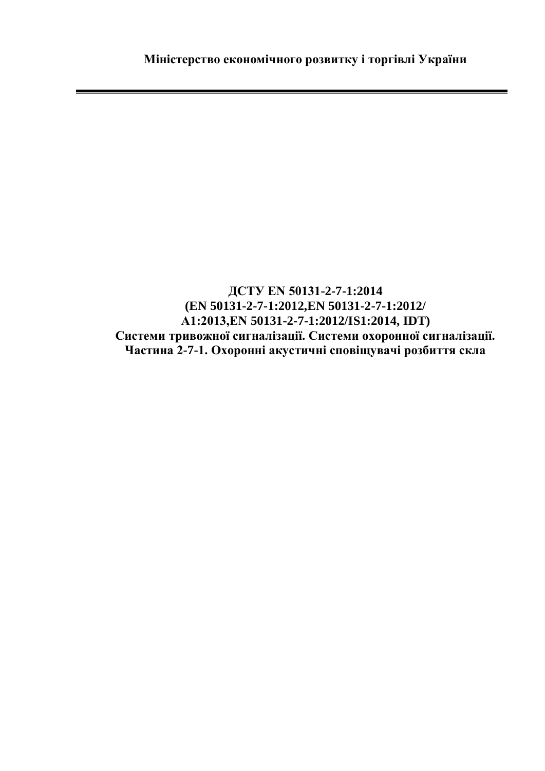**Міністерство економічного розвитку і торгівлі України**

---

**ДСТУ EN 50131-2-7-1:2014**
**(EN 50131-2-7-1:2012,EN 50131-2-7-1:2012/**
**A1:2013,EN 50131-2-7-1:2012/IS1:2014, IDT)**
**Системи тривожної сигналізації. Системи охоронної сигналізації.**
**Частина 2-7-1. Охоронні акустичні сповіщувачі розбиття скла**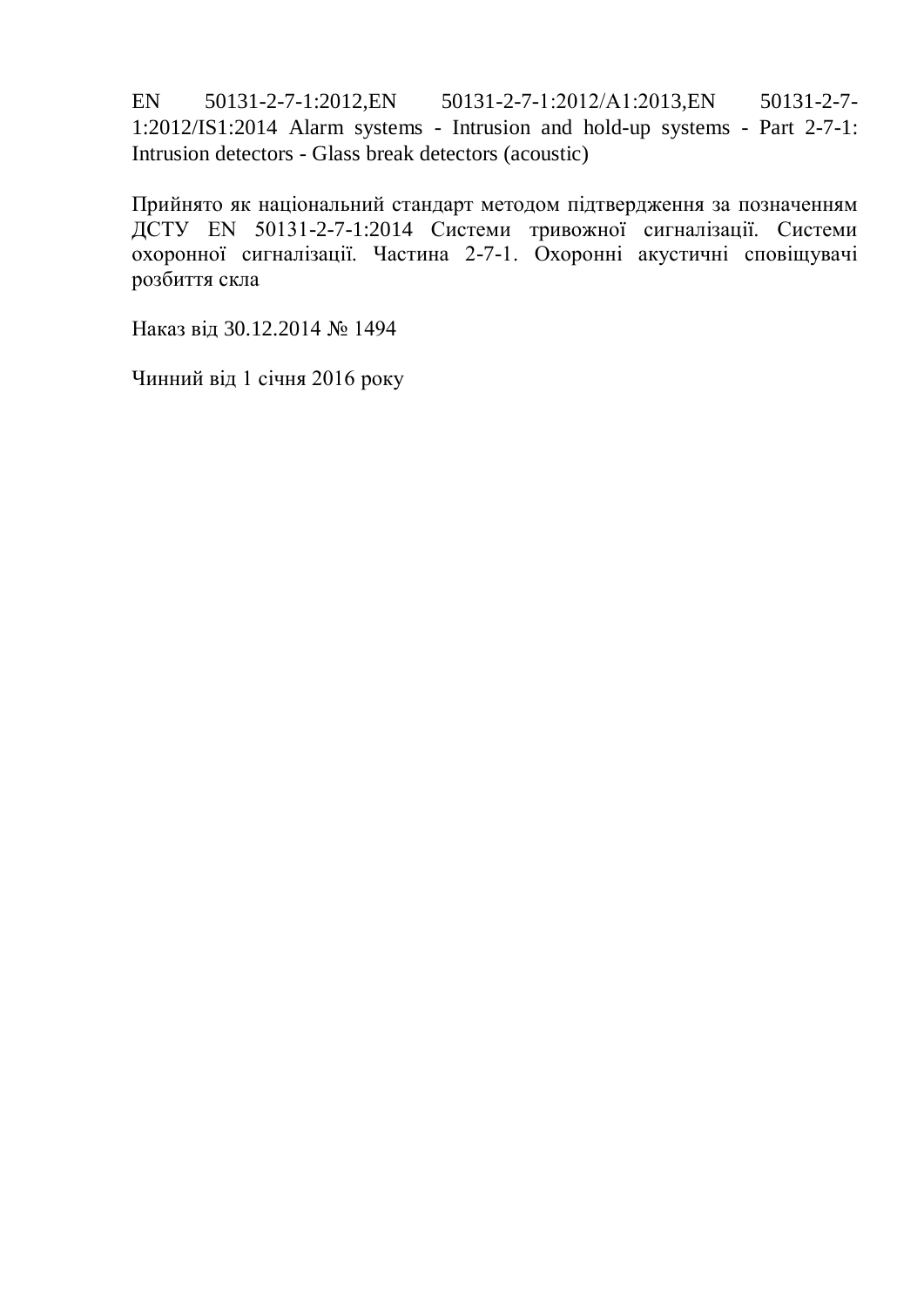EN 50131-2-7-1:2012,EN 50131-2-7-1:2012/A1:2013,EN 50131-2-7-1:2012/IS1:2014 Alarm systems - Intrusion and hold-up systems - Part 2-7-1: Intrusion detectors - Glass break detectors (acoustic)

Прийнято як національний стандарт методом підтвердження за позначенням ДСТУ EN 50131-2-7-1:2014 Системи тривожної сигналізації. Системи охоронної сигналізації. Частина 2-7-1. Охоронні акустичні сповіщувачі розбиття скла

Наказ від 30.12.2014 № 1494

Чинний від 1 січня 2016 року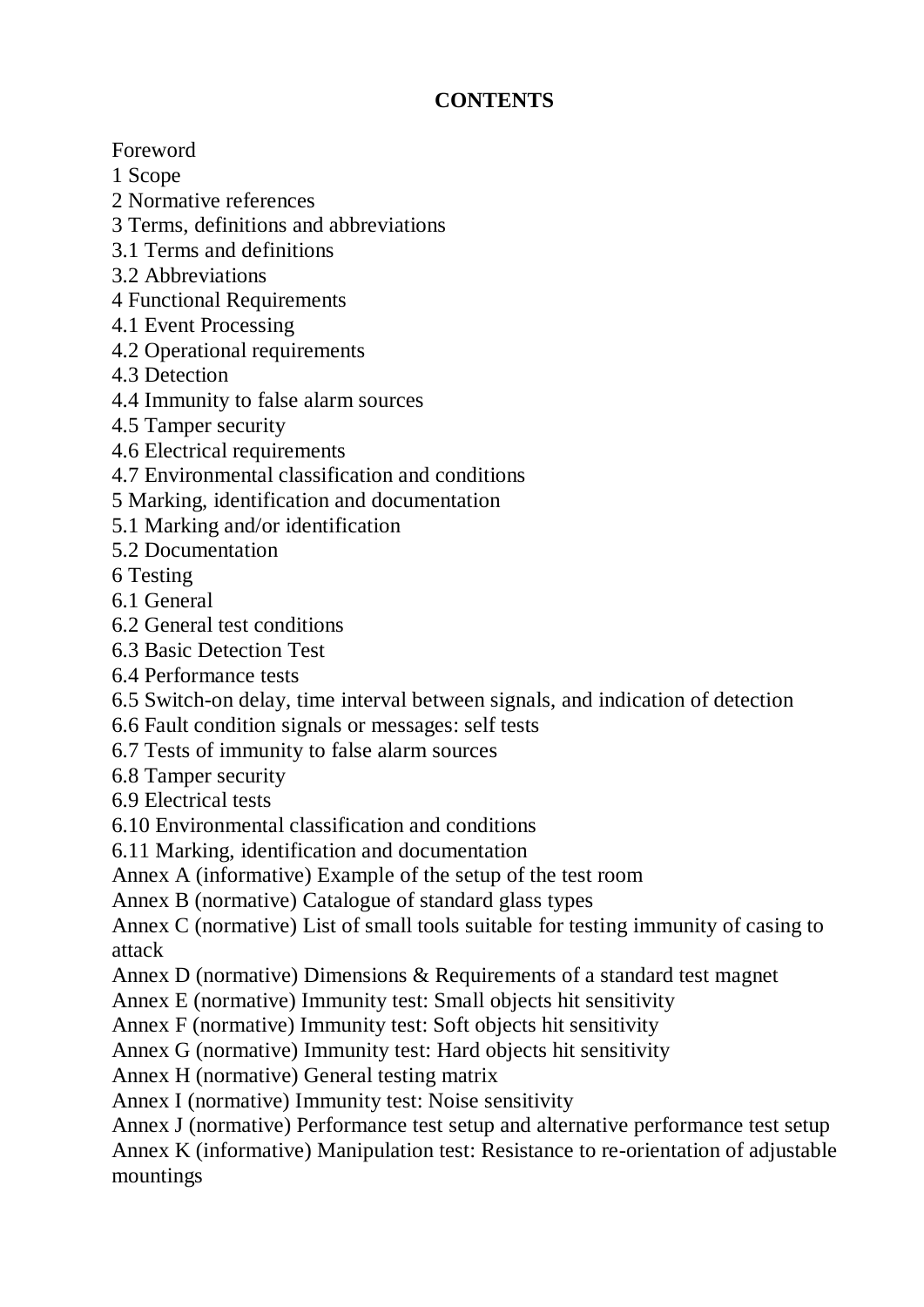**CONTENTS**

Foreword
1 Scope
2 Normative references
3 Terms, definitions and abbreviations
3.1 Terms and definitions
3.2 Abbreviations
4 Functional Requirements
4.1 Event Processing
4.2 Operational requirements
4.3 Detection
4.4 Immunity to false alarm sources
4.5 Tamper security
4.6 Electrical requirements
4.7 Environmental classification and conditions
5 Marking, identification and documentation
5.1 Marking and/or identification
5.2 Documentation
6 Testing
6.1 General
6.2 General test conditions
6.3 Basic Detection Test
6.4 Performance tests
6.5 Switch-on delay, time interval between signals, and indication of detection
6.6 Fault condition signals or messages: self tests
6.7 Tests of immunity to false alarm sources
6.8 Tamper security
6.9 Electrical tests
6.10 Environmental classification and conditions
6.11 Marking, identification and documentation
Annex A (informative) Example of the setup of the test room
Annex B (normative) Catalogue of standard glass types
Annex C (normative) List of small tools suitable for testing immunity of casing to attack
Annex D (normative) Dimensions & Requirements of a standard test magnet
Annex E (normative) Immunity test: Small objects hit sensitivity
Annex F (normative) Immunity test: Soft objects hit sensitivity
Annex G (normative) Immunity test: Hard objects hit sensitivity
Annex H (normative) General testing matrix
Annex I (normative) Immunity test: Noise sensitivity
Annex J (normative) Performance test setup and alternative performance test setup
Annex K (informative) Manipulation test: Resistance to re-orientation of adjustable mountings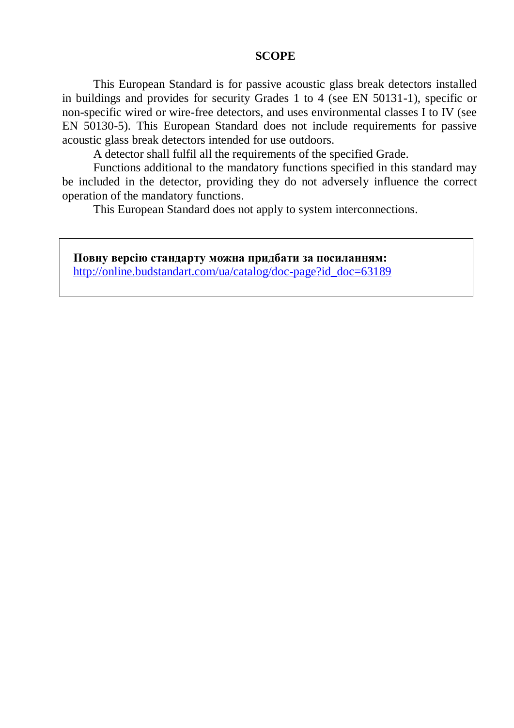## SCOPE

This European Standard is for passive acoustic glass break detectors installed in buildings and provides for security Grades 1 to 4 (see EN 50131-1), specific or non-specific wired or wire-free detectors, and uses environmental classes I to IV (see EN 50130-5). This European Standard does not include requirements for passive acoustic glass break detectors intended for use outdoors.

A detector shall fulfil all the requirements of the specified Grade.

Functions additional to the mandatory functions specified in this standard may be included in the detector, providing they do not adversely influence the correct operation of the mandatory functions.

This European Standard does not apply to system interconnections.

**Повну версію стандарту можна придбати за посиланням:**
http://online.budstandart.com/ua/catalog/doc-page?id_doc=63189